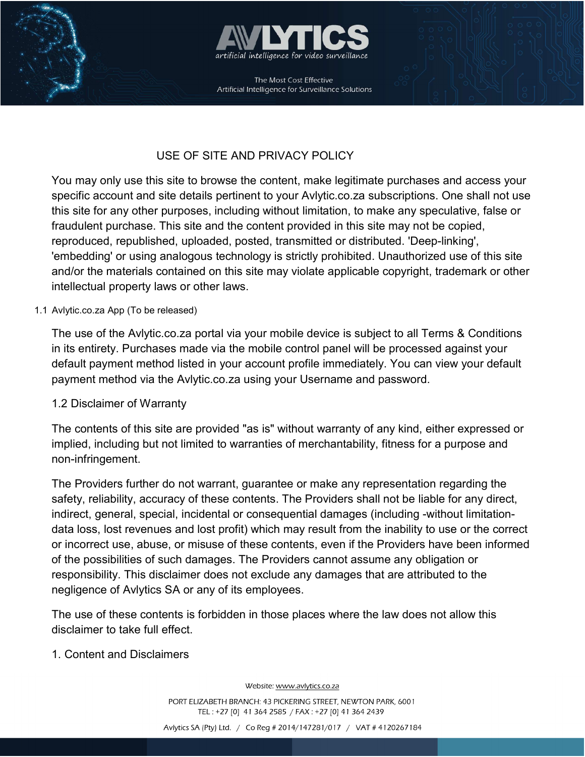# USE OF SITE AND PRIVACY POLICY

You may only use this site to browse the content, make legitimate purchases and access your specific account and site details pertinent to your Avlytic.co.za subscriptions. One shall not use this site for any other purposes, including without limitation, to make any speculative, false or fraudulent purchase. This site and the content provided in this site may not be copied, reproduced, republished, uploaded, posted, transmitted or distributed. 'Deep-linking', 'embedding' or using analogous technology is strictly prohibited. Unauthorized use of this site and/or the materials contained on this site may violate applicable copyright, trademark or other intellectual property laws or other laws.

1.1 Avlytic.co.za App (To be released)

The use of the Avlytic.co.za portal via your mobile device is subject to all Terms & Conditions in its entirety. Purchases made via the mobile control panel will be processed against your default payment method listed in your account profile immediately. You can view your default payment method via the Avlytic.co.za using your Username and password.

1.2 Disclaimer of Warranty

The contents of this site are provided "as is" without warranty of any kind, either expressed or implied, including but not limited to warranties of merchantability, fitness for a purpose and non-infringement.

The Providers further do not warrant, guarantee or make any representation regarding the safety, reliability, accuracy of these contents. The Providers shall not be liable for any direct, indirect, general, special, incidental or consequential damages (including -without limitation-data loss, lost revenues and lost profit) which may result from the inability to use or the correct or incorrect use, abuse, or misuse of these contents, even if the Providers have been informed of the possibilities of such damages. The Providers cannot assume any obligation or responsibility. This disclaimer does not exclude any damages that are attributed to the negligence of Avlytics SA or any of its employees.

The use of these contents is forbidden in those places where the law does not allow this disclaimer to take full effect.

1. Content and Disclaimers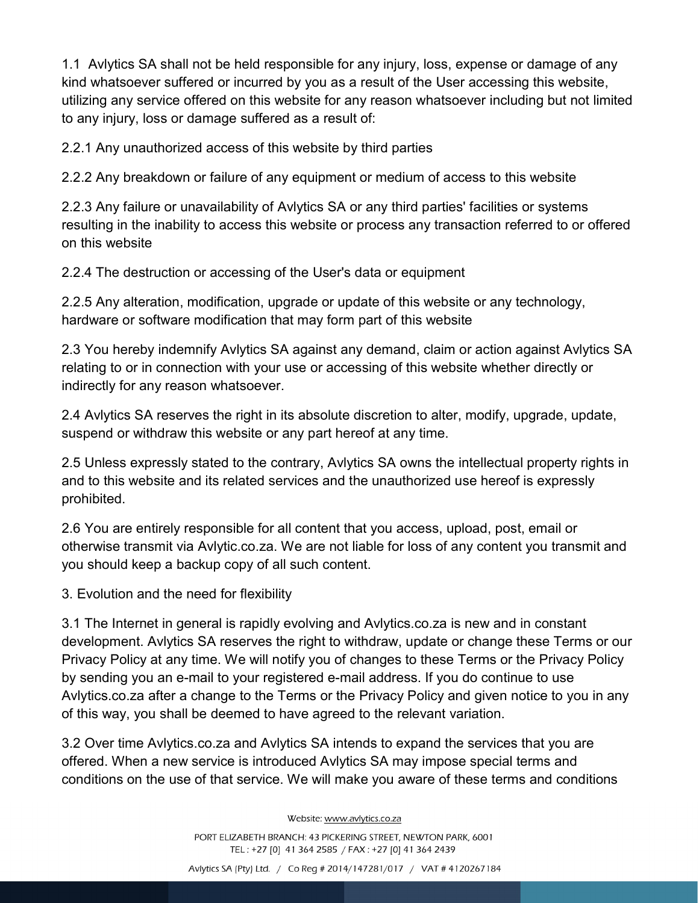1.1 Avlytics SA shall not be held responsible for any injury, loss, expense or damage of any kind whatsoever suffered or incurred by you as a result of the User accessing this website, utilizing any service offered on this website for any reason whatsoever including but not limited to any injury, loss or damage suffered as a result of:

2.2.1 Any unauthorized access of this website by third parties

2.2.2 Any breakdown or failure of any equipment or medium of access to this website

2.2.3 Any failure or unavailability of Avlytics SA or any third parties' facilities or systems resulting in the inability to access this website or process any transaction referred to or offered on this website

2.2.4 The destruction or accessing of the User's data or equipment

2.2.5 Any alteration, modification, upgrade or update of this website or any technology, hardware or software modification that may form part of this website

2.3 You hereby indemnify Avlytics SA against any demand, claim or action against Avlytics SA relating to or in connection with your use or accessing of this website whether directly or indirectly for any reason whatsoever.

2.4 Avlytics SA reserves the right in its absolute discretion to alter, modify, upgrade, update, suspend or withdraw this website or any part hereof at any time.

2.5 Unless expressly stated to the contrary, Avlytics SA owns the intellectual property rights in and to this website and its related services and the unauthorized use hereof is expressly prohibited.

2.6 You are entirely responsible for all content that you access, upload, post, email or otherwise transmit via Avlytic.co.za. We are not liable for loss of any content you transmit and you should keep a backup copy of all such content.

3. Evolution and the need for flexibility

3.1 The Internet in general is rapidly evolving and Avlytics.co.za is new and in constant development. Avlytics SA reserves the right to withdraw, update or change these Terms or our Privacy Policy at any time. We will notify you of changes to these Terms or the Privacy Policy by sending you an e-mail to your registered e-mail address. If you do continue to use Avlytics.co.za after a change to the Terms or the Privacy Policy and given notice to you in any of this way, you shall be deemed to have agreed to the relevant variation.

3.2 Over time Avlytics.co.za and Avlytics SA intends to expand the services that you are offered. When a new service is introduced Avlytics SA may impose special terms and conditions on the use of that service. We will make you aware of these terms and conditions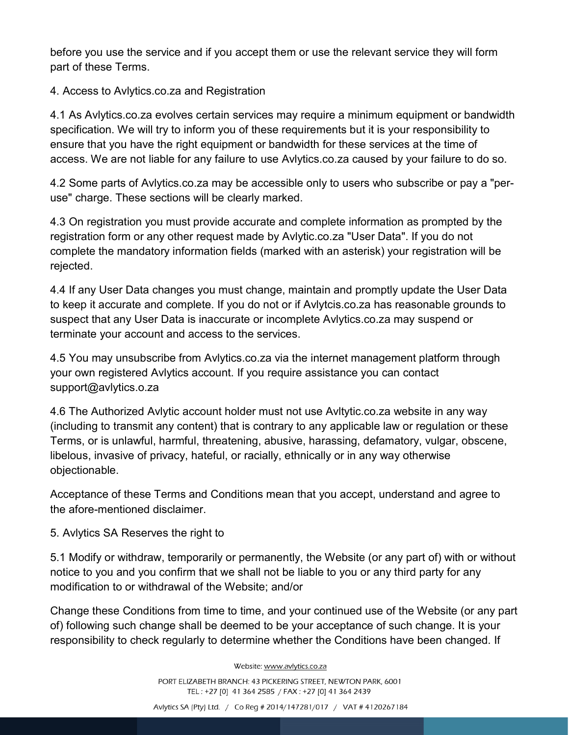before you use the service and if you accept them or use the relevant service they will form part of these Terms.

4. Access to Avlytics.co.za and Registration

4.1 As Avlytics.co.za evolves certain services may require a minimum equipment or bandwidth specification. We will try to inform you of these requirements but it is your responsibility to ensure that you have the right equipment or bandwidth for these services at the time of access. We are not liable for any failure to use Avlytics.co.za caused by your failure to do so.

4.2 Some parts of Avlytics.co.za may be accessible only to users who subscribe or pay a "per-use" charge. These sections will be clearly marked.

4.3 On registration you must provide accurate and complete information as prompted by the registration form or any other request made by Avlytic.co.za "User Data". If you do not complete the mandatory information fields (marked with an asterisk) your registration will be rejected.

4.4 If any User Data changes you must change, maintain and promptly update the User Data to keep it accurate and complete. If you do not or if Avlytcis.co.za has reasonable grounds to suspect that any User Data is inaccurate or incomplete Avlytics.co.za may suspend or terminate your account and access to the services.

4.5 You may unsubscribe from Avlytics.co.za via the internet management platform through your own registered Avlytics account. If you require assistance you can contact support@avlytics.o.za

4.6 The Authorized Avlytic account holder must not use Avltytic.co.za website in any way (including to transmit any content) that is contrary to any applicable law or regulation or these Terms, or is unlawful, harmful, threatening, abusive, harassing, defamatory, vulgar, obscene, libelous, invasive of privacy, hateful, or racially, ethnically or in any way otherwise objectionable.

Acceptance of these Terms and Conditions mean that you accept, understand and agree to the afore-mentioned disclaimer.

5. Avlytics SA Reserves the right to

5.1 Modify or withdraw, temporarily or permanently, the Website (or any part of) with or without notice to you and you confirm that we shall not be liable to you or any third party for any modification to or withdrawal of the Website; and/or

Change these Conditions from time to time, and your continued use of the Website (or any part of) following such change shall be deemed to be your acceptance of such change. It is your responsibility to check regularly to determine whether the Conditions have been changed. If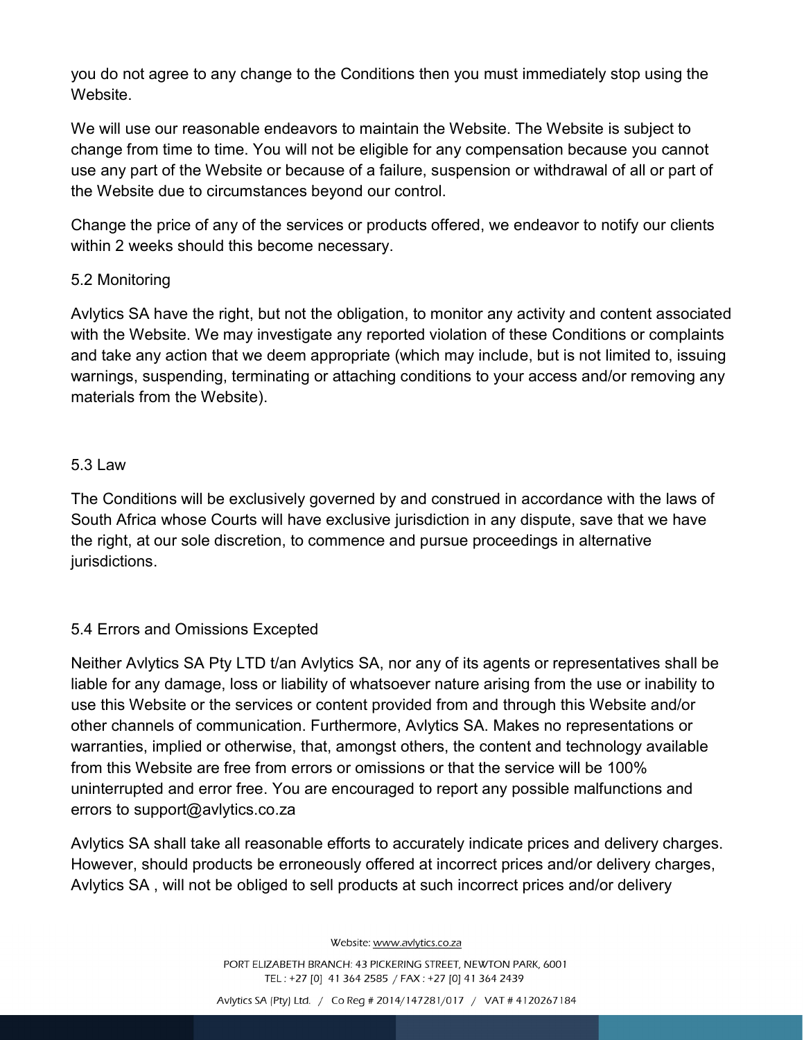you do not agree to any change to the Conditions then you must immediately stop using the Website.

We will use our reasonable endeavors to maintain the Website. The Website is subject to change from time to time. You will not be eligible for any compensation because you cannot use any part of the Website or because of a failure, suspension or withdrawal of all or part of the Website due to circumstances beyond our control.

Change the price of any of the services or products offered, we endeavor to notify our clients within 2 weeks should this become necessary.

5.2 Monitoring

Avlytics SA have the right, but not the obligation, to monitor any activity and content associated with the Website. We may investigate any reported violation of these Conditions or complaints and take any action that we deem appropriate (which may include, but is not limited to, issuing warnings, suspending, terminating or attaching conditions to your access and/or removing any materials from the Website).

5.3 Law

The Conditions will be exclusively governed by and construed in accordance with the laws of South Africa whose Courts will have exclusive jurisdiction in any dispute, save that we have the right, at our sole discretion, to commence and pursue proceedings in alternative jurisdictions.

5.4 Errors and Omissions Excepted

Neither Avlytics SA Pty LTD t/an Avlytics SA, nor any of its agents or representatives shall be liable for any damage, loss or liability of whatsoever nature arising from the use or inability to use this Website or the services or content provided from and through this Website and/or other channels of communication. Furthermore, Avlytics SA. Makes no representations or warranties, implied or otherwise, that, amongst others, the content and technology available from this Website are free from errors or omissions or that the service will be 100% uninterrupted and error free. You are encouraged to report any possible malfunctions and errors to support@avlytics.co.za

Avlytics SA shall take all reasonable efforts to accurately indicate prices and delivery charges. However, should products be erroneously offered at incorrect prices and/or delivery charges, Avlytics SA , will not be obliged to sell products at such incorrect prices and/or delivery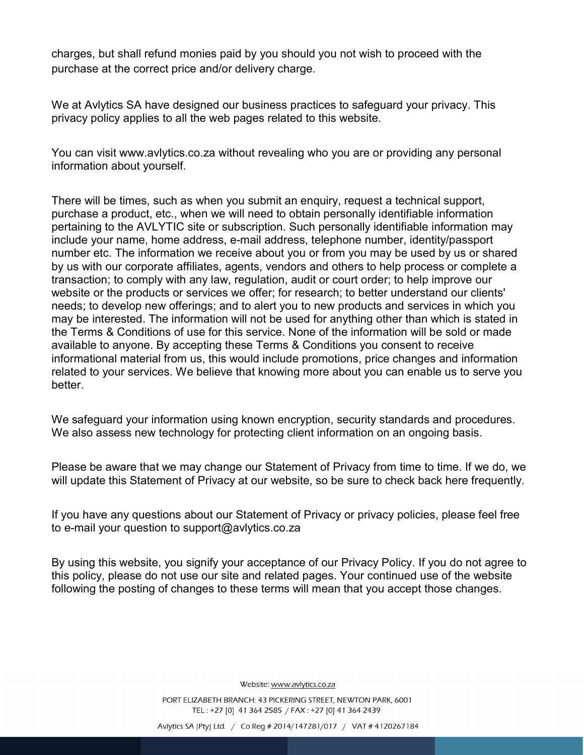charges, but shall refund monies paid by you should you not wish to proceed with the purchase at the correct price and/or delivery charge.

We at Avlytics SA have designed our business practices to safeguard your privacy. This privacy policy applies to all the web pages related to this website.

You can visit www.avlytics.co.za without revealing who you are or providing any personal information about yourself.

There will be times, such as when you submit an enquiry, request a technical support, purchase a product, etc., when we will need to obtain personally identifiable information pertaining to the AVLYTIC site or subscription. Such personally identifiable information may include your name, home address, e-mail address, telephone number, identity/passport number etc. The information we receive about you or from you may be used by us or shared by us with our corporate affiliates, agents, vendors and others to help process or complete a transaction; to comply with any law, regulation, audit or court order; to help improve our website or the products or services we offer; for research; to better understand our clients' needs; to develop new offerings; and to alert you to new products and services in which you may be interested. The information will not be used for anything other than which is stated in the Terms & Conditions of use for this service. None of the information will be sold or made available to anyone. By accepting these Terms & Conditions you consent to receive informational material from us, this would include promotions, price changes and information related to your services. We believe that knowing more about you can enable us to serve you better.

We safeguard your information using known encryption, security standards and procedures. We also assess new technology for protecting client information on an ongoing basis.

Please be aware that we may change our Statement of Privacy from time to time. If we do, we will update this Statement of Privacy at our website, so be sure to check back here frequently.

If you have any questions about our Statement of Privacy or privacy policies, please feel free to e-mail your question to support@avlytics.co.za

By using this website, you signify your acceptance of our Privacy Policy. If you do not agree to this policy, please do not use our site and related pages. Your continued use of the website following the posting of changes to these terms will mean that you accept those changes.